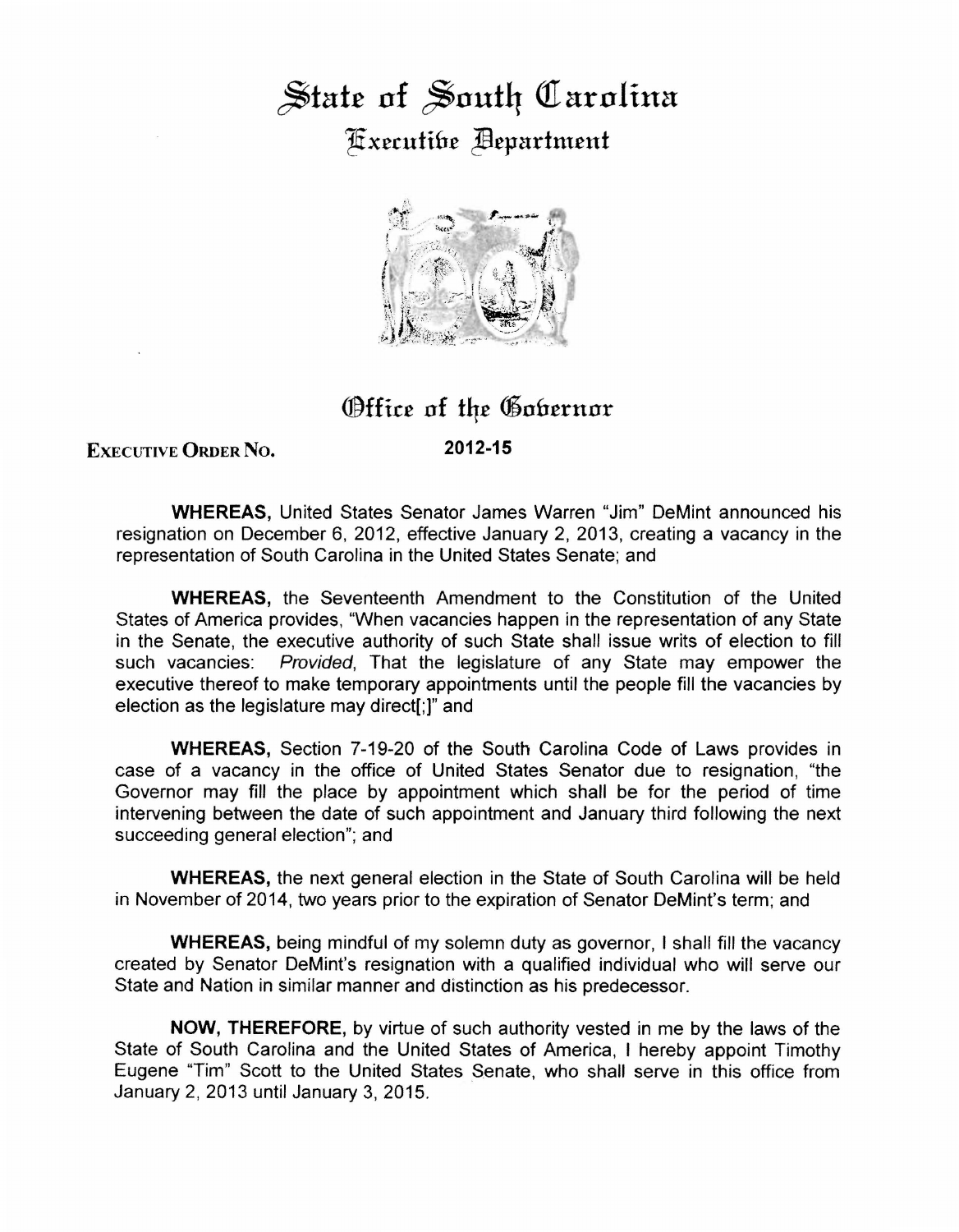# State of South Carolina

## Executive Department

## Office of the Governor

**EXECUTIVE ORDER NO.** **2012-15**

**WHEREAS,** United States Senator James Warren "Jim" DeMint announced his resignation on December 6, 2012, effective January 2, 2013, creating a vacancy in the representation of South Carolina in the United States Senate; and

**WHEREAS,** the Seventeenth Amendment to the Constitution of the United States of America provides, "When vacancies happen in the representation of any State in the Senate, the executive authority of such State shall issue writs of election to fill such vacancies: *Provided*, That the legislature of any State may empower the executive thereof to make temporary appointments until the people fill the vacancies by election as the legislature may direct[;]" and

**WHEREAS,** Section 7-19-20 of the South Carolina Code of Laws provides in case of a vacancy in the office of United States Senator due to resignation, "the Governor may fill the place by appointment which shall be for the period of time intervening between the date of such appointment and January third following the next succeeding general election"; and

**WHEREAS,** the next general election in the State of South Carolina will be held in November of 2014, two years prior to the expiration of Senator DeMint's term; and

**WHEREAS,** being mindful of my solemn duty as governor, I shall fill the vacancy created by Senator DeMint's resignation with a qualified individual who will serve our State and Nation in similar manner and distinction as his predecessor.

**NOW, THEREFORE,** by virtue of such authority vested in me by the laws of the State of South Carolina and the United States of America, I hereby appoint Timothy Eugene "Tim" Scott to the United States Senate, who shall serve in this office from January 2, 2013 until January 3, 2015.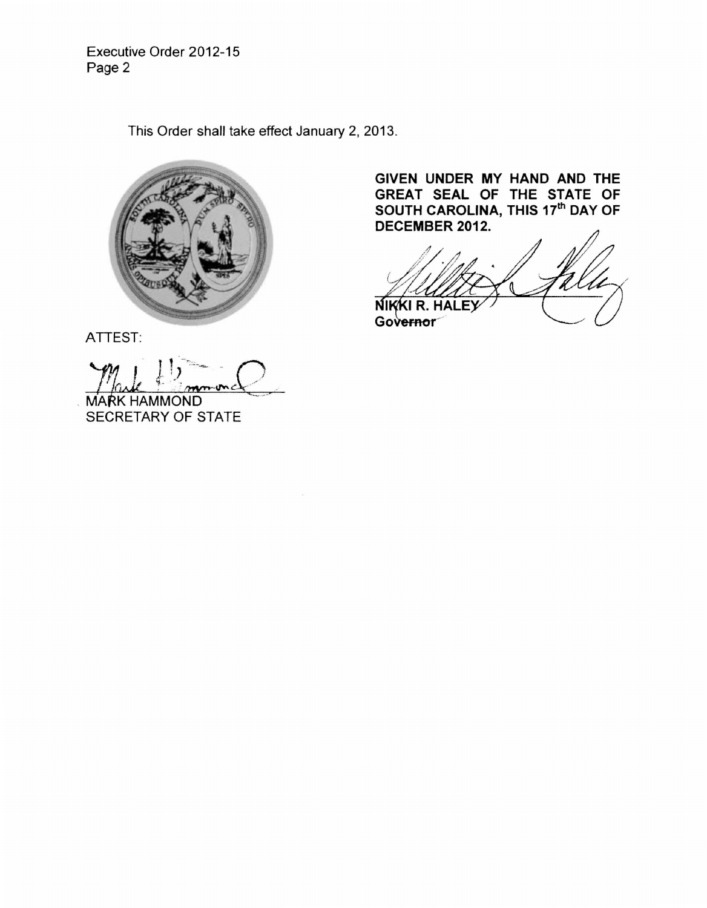This Order shall take effect January 2, 2013.

**GIVEN UNDER MY HAND AND THE GREAT SEAL OF THE STATE OF SOUTH CAROLINA, THIS 17th DAY OF DECEMBER 2012.**

**NIKKI R. HALEY**
**Governor**

ATTEST:

MARK HAMMOND
SECRETARY OF STATE